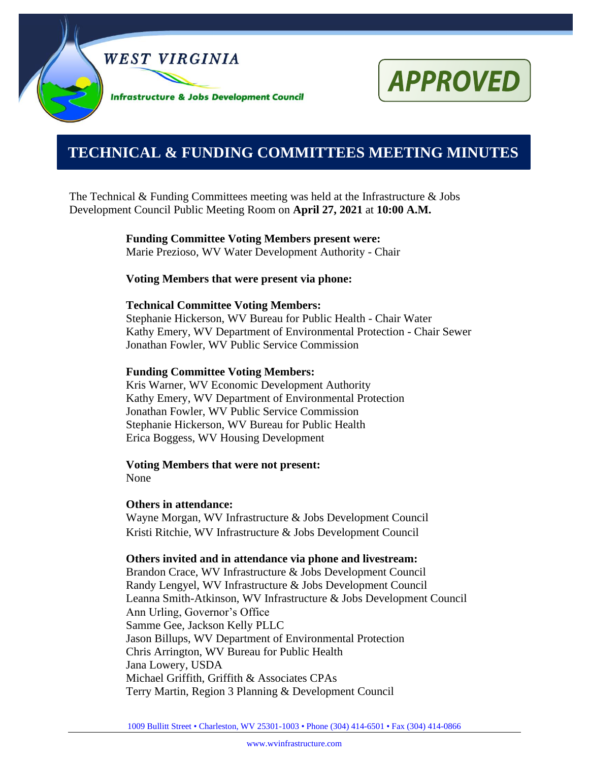WEST VIRGINIA

Infrastructure & Jobs Development Council

APPROVED

# TECHNICAL & FUNDING COMMITTEES MEETING MINUTES

The Technical & Funding Committees meeting was held at the Infrastructure & Jobs Development Council Public Meeting Room on **April 27, 2021** at **10:00 A.M.**

**Funding Committee Voting Members present were:**
Marie Prezioso, WV Water Development Authority - Chair

**Voting Members that were present via phone:**

**Technical Committee Voting Members:**
Stephanie Hickerson, WV Bureau for Public Health - Chair Water
Kathy Emery, WV Department of Environmental Protection - Chair Sewer
Jonathan Fowler, WV Public Service Commission

**Funding Committee Voting Members:**
Kris Warner, WV Economic Development Authority
Kathy Emery, WV Department of Environmental Protection
Jonathan Fowler, WV Public Service Commission
Stephanie Hickerson, WV Bureau for Public Health
Erica Boggess, WV Housing Development

**Voting Members that were not present:**
None

**Others in attendance:**
Wayne Morgan, WV Infrastructure & Jobs Development Council
Kristi Ritchie, WV Infrastructure & Jobs Development Council

**Others invited and in attendance via phone and livestream:**
Brandon Crace, WV Infrastructure & Jobs Development Council
Randy Lengyel, WV Infrastructure & Jobs Development Council
Leanna Smith-Atkinson, WV Infrastructure & Jobs Development Council
Ann Urling, Governor's Office
Samme Gee, Jackson Kelly PLLC
Jason Billups, WV Department of Environmental Protection
Chris Arrington, WV Bureau for Public Health
Jana Lowery, USDA
Michael Griffith, Griffith & Associates CPAs
Terry Martin, Region 3 Planning & Development Council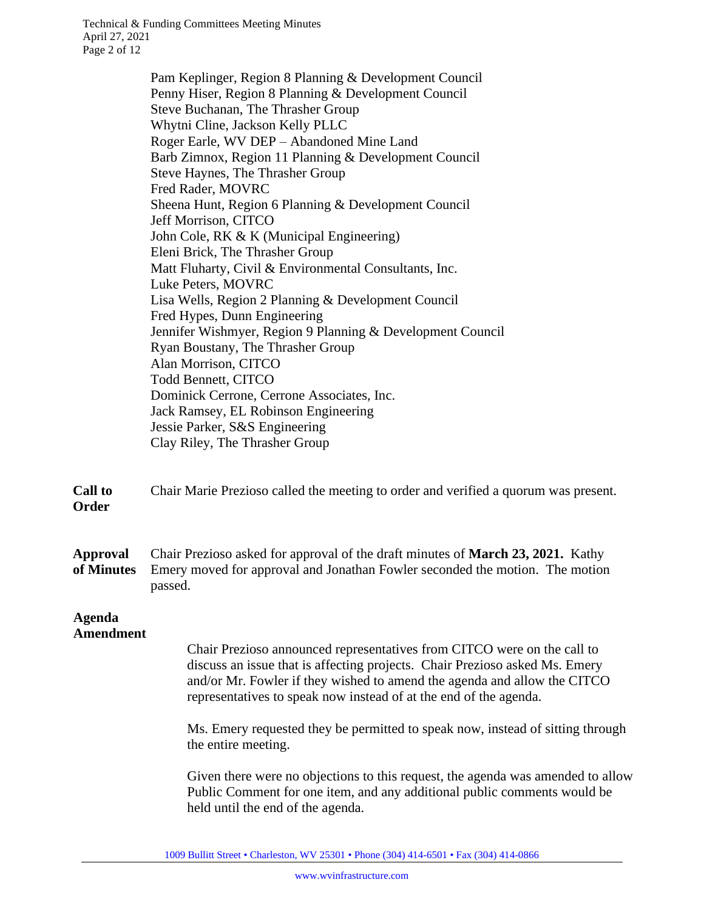Pam Keplinger, Region 8 Planning & Development Council
Penny Hiser, Region 8 Planning & Development Council
Steve Buchanan, The Thrasher Group
Whytni Cline, Jackson Kelly PLLC
Roger Earle, WV DEP – Abandoned Mine Land
Barb Zimnox, Region 11 Planning & Development Council
Steve Haynes, The Thrasher Group
Fred Rader, MOVRC
Sheena Hunt, Region 6 Planning & Development Council
Jeff Morrison, CITCO
John Cole, RK & K (Municipal Engineering)
Eleni Brick, The Thrasher Group
Matt Fluharty, Civil & Environmental Consultants, Inc.
Luke Peters, MOVRC
Lisa Wells, Region 2 Planning & Development Council
Fred Hypes, Dunn Engineering
Jennifer Wishmyer, Region 9 Planning & Development Council
Ryan Boustany, The Thrasher Group
Alan Morrison, CITCO
Todd Bennett, CITCO
Dominick Cerrone, Cerrone Associates, Inc.
Jack Ramsey, EL Robinson Engineering
Jessie Parker, S&S Engineering
Clay Riley, The Thrasher Group

**Call to Order** Chair Marie Prezioso called the meeting to order and verified a quorum was present.

**Approval of Minutes** Chair Prezioso asked for approval of the draft minutes of **March 23, 2021.** Kathy Emery moved for approval and Jonathan Fowler seconded the motion. The motion passed.

**Agenda Amendment**

Chair Prezioso announced representatives from CITCO were on the call to discuss an issue that is affecting projects. Chair Prezioso asked Ms. Emery and/or Mr. Fowler if they wished to amend the agenda and allow the CITCO representatives to speak now instead of at the end of the agenda.

Ms. Emery requested they be permitted to speak now, instead of sitting through the entire meeting.

Given there were no objections to this request, the agenda was amended to allow Public Comment for one item, and any additional public comments would be held until the end of the agenda.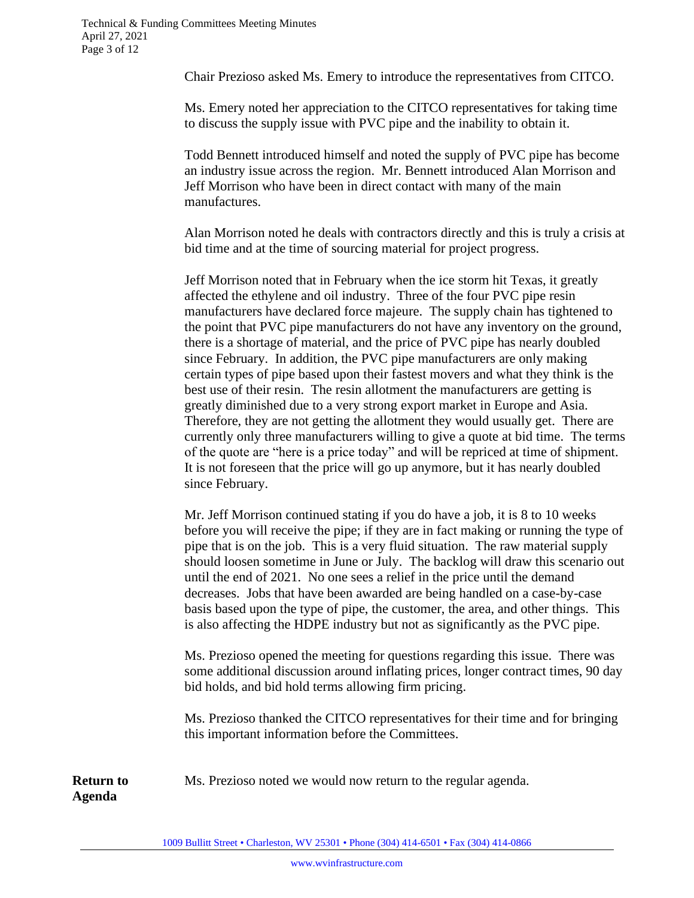Chair Prezioso asked Ms. Emery to introduce the representatives from CITCO.

Ms. Emery noted her appreciation to the CITCO representatives for taking time to discuss the supply issue with PVC pipe and the inability to obtain it.

Todd Bennett introduced himself and noted the supply of PVC pipe has become an industry issue across the region. Mr. Bennett introduced Alan Morrison and Jeff Morrison who have been in direct contact with many of the main manufactures.

Alan Morrison noted he deals with contractors directly and this is truly a crisis at bid time and at the time of sourcing material for project progress.

Jeff Morrison noted that in February when the ice storm hit Texas, it greatly affected the ethylene and oil industry. Three of the four PVC pipe resin manufacturers have declared force majeure. The supply chain has tightened to the point that PVC pipe manufacturers do not have any inventory on the ground, there is a shortage of material, and the price of PVC pipe has nearly doubled since February. In addition, the PVC pipe manufacturers are only making certain types of pipe based upon their fastest movers and what they think is the best use of their resin. The resin allotment the manufacturers are getting is greatly diminished due to a very strong export market in Europe and Asia. Therefore, they are not getting the allotment they would usually get. There are currently only three manufacturers willing to give a quote at bid time. The terms of the quote are "here is a price today" and will be repriced at time of shipment. It is not foreseen that the price will go up anymore, but it has nearly doubled since February.

Mr. Jeff Morrison continued stating if you do have a job, it is 8 to 10 weeks before you will receive the pipe; if they are in fact making or running the type of pipe that is on the job. This is a very fluid situation. The raw material supply should loosen sometime in June or July. The backlog will draw this scenario out until the end of 2021. No one sees a relief in the price until the demand decreases. Jobs that have been awarded are being handled on a case-by-case basis based upon the type of pipe, the customer, the area, and other things. This is also affecting the HDPE industry but not as significantly as the PVC pipe.

Ms. Prezioso opened the meeting for questions regarding this issue. There was some additional discussion around inflating prices, longer contract times, 90 day bid holds, and bid hold terms allowing firm pricing.

Ms. Prezioso thanked the CITCO representatives for their time and for bringing this important information before the Committees.

**Return to Agenda**

Ms. Prezioso noted we would now return to the regular agenda.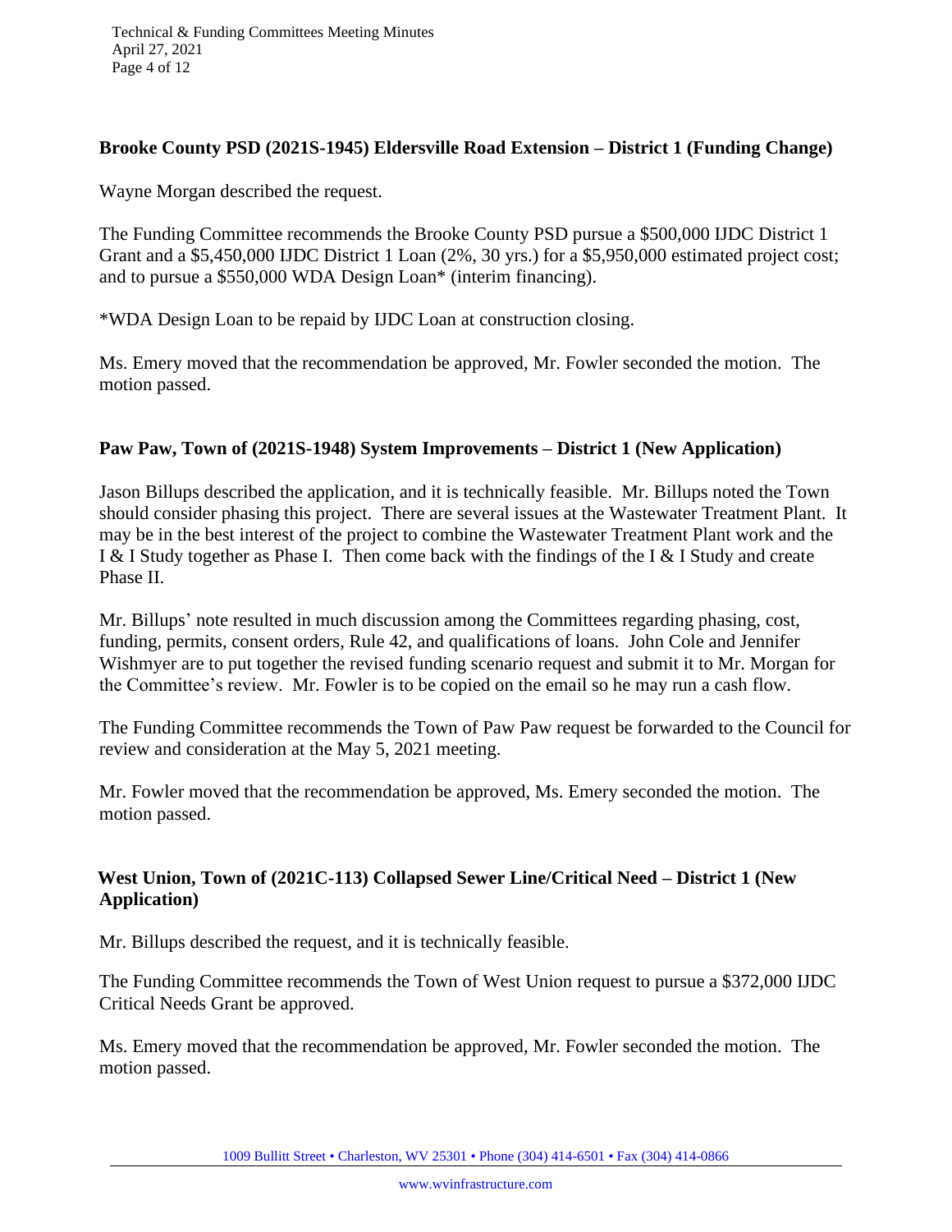**Brooke County PSD (2021S-1945) Eldersville Road Extension – District 1 (Funding Change)**

Wayne Morgan described the request.

The Funding Committee recommends the Brooke County PSD pursue a $500,000 IJDC District 1 Grant and a $5,450,000 IJDC District 1 Loan (2%, 30 yrs.) for a $5,950,000 estimated project cost; and to pursue a $550,000 WDA Design Loan* (interim financing).

*WDA Design Loan to be repaid by IJDC Loan at construction closing.

Ms. Emery moved that the recommendation be approved, Mr. Fowler seconded the motion. The motion passed.

**Paw Paw, Town of (2021S-1948) System Improvements – District 1 (New Application)**

Jason Billups described the application, and it is technically feasible. Mr. Billups noted the Town should consider phasing this project. There are several issues at the Wastewater Treatment Plant. It may be in the best interest of the project to combine the Wastewater Treatment Plant work and the I & I Study together as Phase I. Then come back with the findings of the I & I Study and create Phase II.

Mr. Billups' note resulted in much discussion among the Committees regarding phasing, cost, funding, permits, consent orders, Rule 42, and qualifications of loans. John Cole and Jennifer Wishmyer are to put together the revised funding scenario request and submit it to Mr. Morgan for the Committee's review. Mr. Fowler is to be copied on the email so he may run a cash flow.

The Funding Committee recommends the Town of Paw Paw request be forwarded to the Council for review and consideration at the May 5, 2021 meeting.

Mr. Fowler moved that the recommendation be approved, Ms. Emery seconded the motion. The motion passed.

**West Union, Town of (2021C-113) Collapsed Sewer Line/Critical Need – District 1 (New Application)**

Mr. Billups described the request, and it is technically feasible.

The Funding Committee recommends the Town of West Union request to pursue a $372,000 IJDC Critical Needs Grant be approved.

Ms. Emery moved that the recommendation be approved, Mr. Fowler seconded the motion. The motion passed.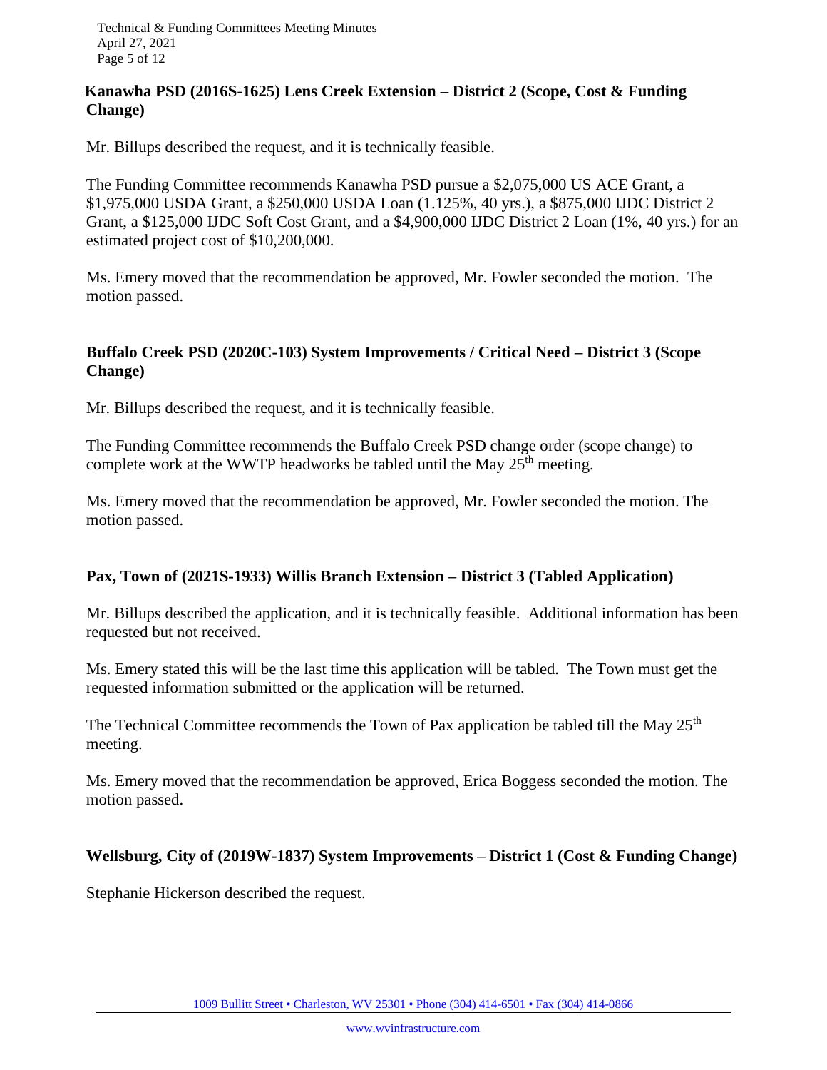**Kanawha PSD (2016S-1625) Lens Creek Extension – District 2 (Scope, Cost & Funding Change)**

Mr. Billups described the request, and it is technically feasible.

The Funding Committee recommends Kanawha PSD pursue a $2,075,000 US ACE Grant, a $1,975,000 USDA Grant, a $250,000 USDA Loan (1.125%, 40 yrs.), a $875,000 IJDC District 2 Grant, a $125,000 IJDC Soft Cost Grant, and a $4,900,000 IJDC District 2 Loan (1%, 40 yrs.) for an estimated project cost of $10,200,000.

Ms. Emery moved that the recommendation be approved, Mr. Fowler seconded the motion. The motion passed.

**Buffalo Creek PSD (2020C-103) System Improvements / Critical Need – District 3 (Scope Change)**

Mr. Billups described the request, and it is technically feasible.

The Funding Committee recommends the Buffalo Creek PSD change order (scope change) to complete work at the WWTP headworks be tabled until the May 25th meeting.

Ms. Emery moved that the recommendation be approved, Mr. Fowler seconded the motion. The motion passed.

**Pax, Town of (2021S-1933) Willis Branch Extension – District 3 (Tabled Application)**

Mr. Billups described the application, and it is technically feasible. Additional information has been requested but not received.

Ms. Emery stated this will be the last time this application will be tabled. The Town must get the requested information submitted or the application will be returned.

The Technical Committee recommends the Town of Pax application be tabled till the May 25th meeting.

Ms. Emery moved that the recommendation be approved, Erica Boggess seconded the motion. The motion passed.

**Wellsburg, City of (2019W-1837) System Improvements – District 1 (Cost & Funding Change)**

Stephanie Hickerson described the request.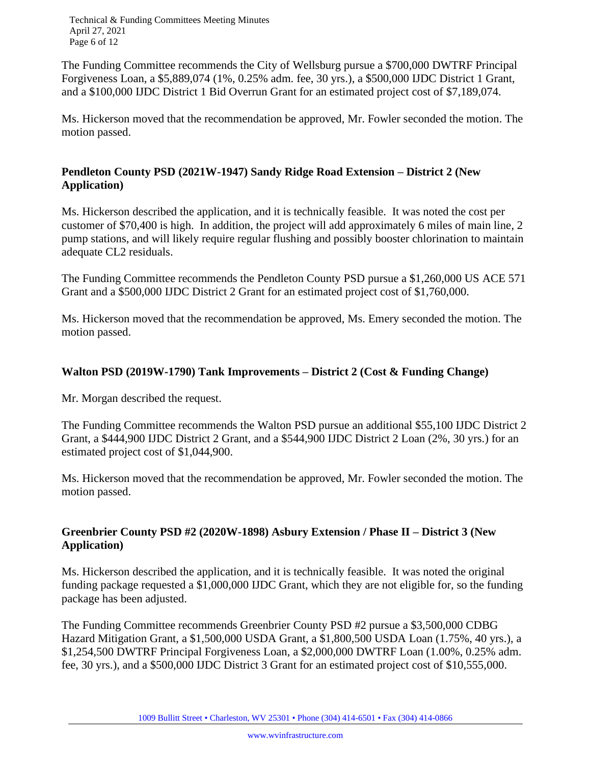The Funding Committee recommends the City of Wellsburg pursue a $700,000 DWTRF Principal Forgiveness Loan, a $5,889,074 (1%, 0.25% adm. fee, 30 yrs.), a $500,000 IJDC District 1 Grant, and a $100,000 IJDC District 1 Bid Overrun Grant for an estimated project cost of $7,189,074.

Ms. Hickerson moved that the recommendation be approved, Mr. Fowler seconded the motion. The motion passed.

**Pendleton County PSD (2021W-1947) Sandy Ridge Road Extension – District 2 (New Application)**

Ms. Hickerson described the application, and it is technically feasible. It was noted the cost per customer of $70,400 is high. In addition, the project will add approximately 6 miles of main line, 2 pump stations, and will likely require regular flushing and possibly booster chlorination to maintain adequate CL2 residuals.

The Funding Committee recommends the Pendleton County PSD pursue a $1,260,000 US ACE 571 Grant and a $500,000 IJDC District 2 Grant for an estimated project cost of $1,760,000.

Ms. Hickerson moved that the recommendation be approved, Ms. Emery seconded the motion. The motion passed.

**Walton PSD (2019W-1790) Tank Improvements – District 2 (Cost & Funding Change)**

Mr. Morgan described the request.

The Funding Committee recommends the Walton PSD pursue an additional $55,100 IJDC District 2 Grant, a $444,900 IJDC District 2 Grant, and a $544,900 IJDC District 2 Loan (2%, 30 yrs.) for an estimated project cost of $1,044,900.

Ms. Hickerson moved that the recommendation be approved, Mr. Fowler seconded the motion. The motion passed.

**Greenbrier County PSD #2 (2020W-1898) Asbury Extension / Phase II – District 3 (New Application)**

Ms. Hickerson described the application, and it is technically feasible. It was noted the original funding package requested a $1,000,000 IJDC Grant, which they are not eligible for, so the funding package has been adjusted.

The Funding Committee recommends Greenbrier County PSD #2 pursue a $3,500,000 CDBG Hazard Mitigation Grant, a $1,500,000 USDA Grant, a $1,800,500 USDA Loan (1.75%, 40 yrs.), a $1,254,500 DWTRF Principal Forgiveness Loan, a $2,000,000 DWTRF Loan (1.00%, 0.25% adm. fee, 30 yrs.), and a $500,000 IJDC District 3 Grant for an estimated project cost of $10,555,000.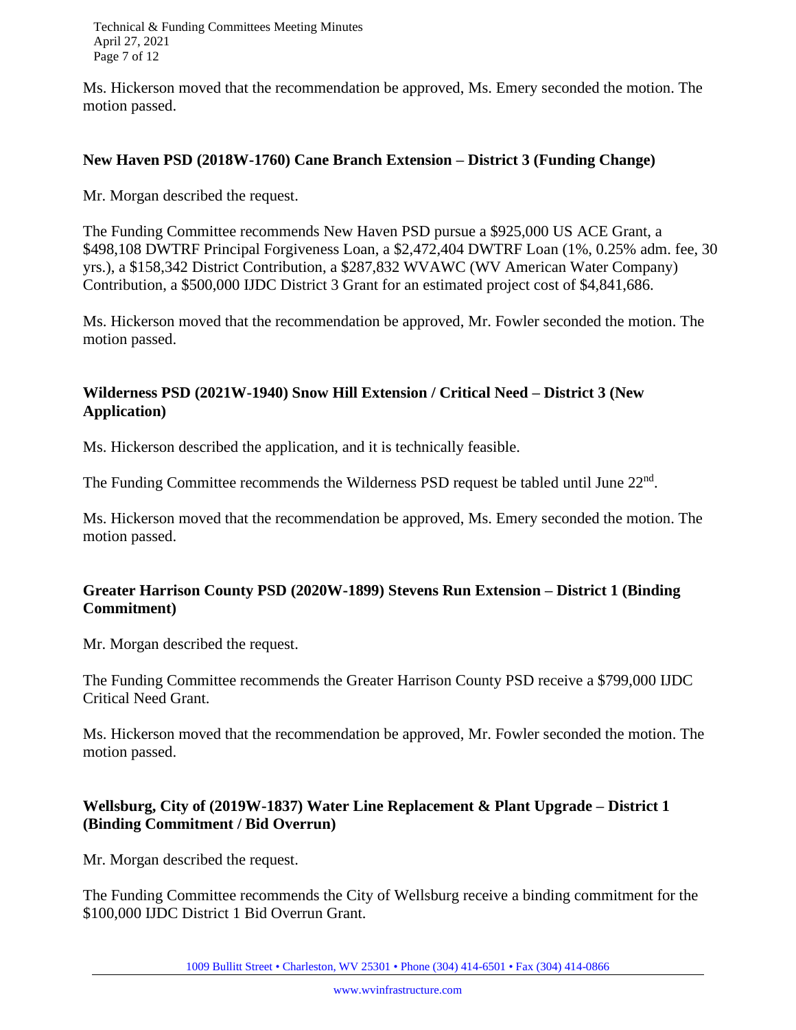Ms. Hickerson moved that the recommendation be approved, Ms. Emery seconded the motion. The motion passed.

**New Haven PSD (2018W-1760) Cane Branch Extension – District 3 (Funding Change)**

Mr. Morgan described the request.

The Funding Committee recommends New Haven PSD pursue a $925,000 US ACE Grant, a $498,108 DWTRF Principal Forgiveness Loan, a $2,472,404 DWTRF Loan (1%, 0.25% adm. fee, 30 yrs.), a $158,342 District Contribution, a $287,832 WVAWC (WV American Water Company) Contribution, a $500,000 IJDC District 3 Grant for an estimated project cost of $4,841,686.

Ms. Hickerson moved that the recommendation be approved, Mr. Fowler seconded the motion. The motion passed.

**Wilderness PSD (2021W-1940) Snow Hill Extension / Critical Need – District 3 (New Application)**

Ms. Hickerson described the application, and it is technically feasible.

The Funding Committee recommends the Wilderness PSD request be tabled until June 22nd.

Ms. Hickerson moved that the recommendation be approved, Ms. Emery seconded the motion. The motion passed.

**Greater Harrison County PSD (2020W-1899) Stevens Run Extension – District 1 (Binding Commitment)**

Mr. Morgan described the request.

The Funding Committee recommends the Greater Harrison County PSD receive a $799,000 IJDC Critical Need Grant.

Ms. Hickerson moved that the recommendation be approved, Mr. Fowler seconded the motion. The motion passed.

**Wellsburg, City of (2019W-1837) Water Line Replacement & Plant Upgrade – District 1 (Binding Commitment / Bid Overrun)**

Mr. Morgan described the request.

The Funding Committee recommends the City of Wellsburg receive a binding commitment for the $100,000 IJDC District 1 Bid Overrun Grant.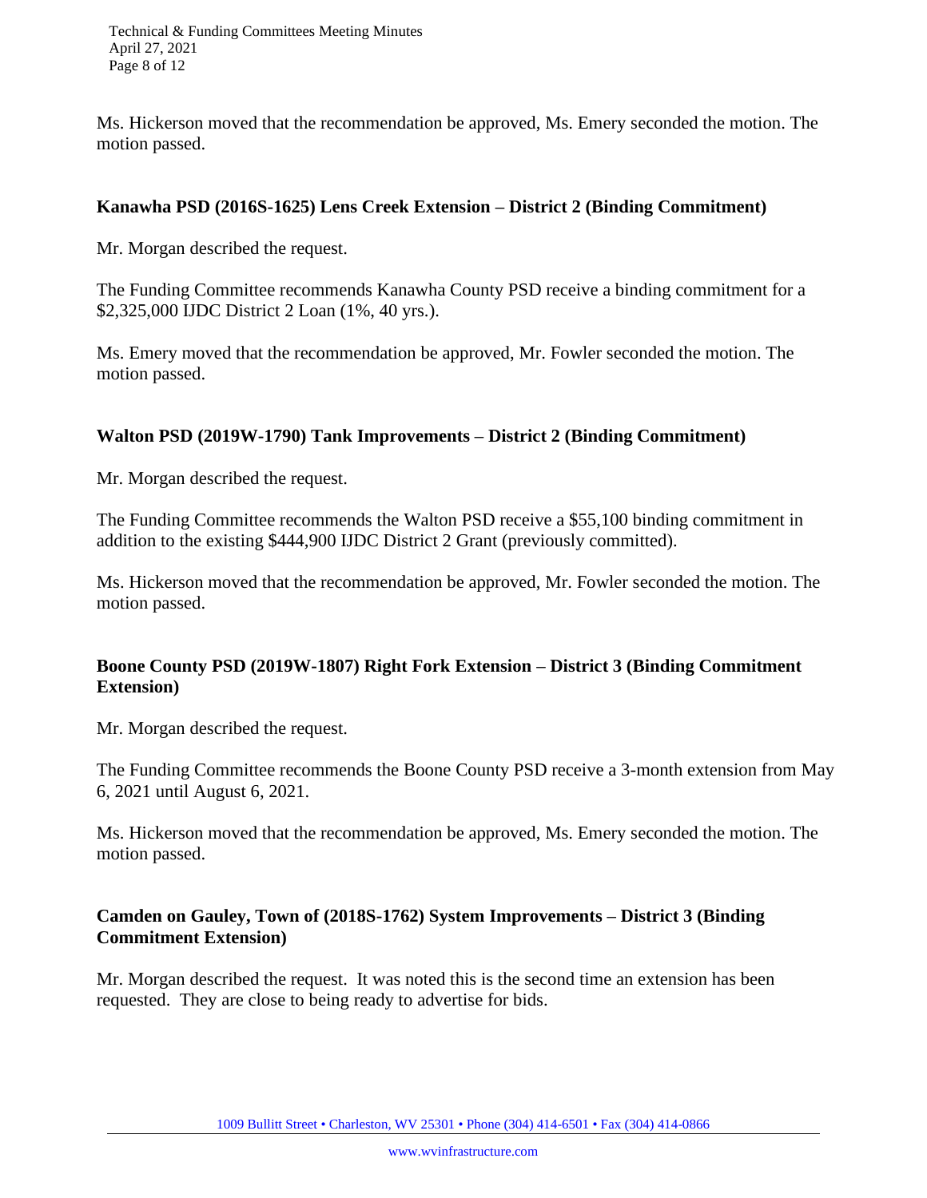Ms. Hickerson moved that the recommendation be approved, Ms. Emery seconded the motion. The motion passed.

**Kanawha PSD (2016S-1625) Lens Creek Extension – District 2 (Binding Commitment)**

Mr. Morgan described the request.

The Funding Committee recommends Kanawha County PSD receive a binding commitment for a $2,325,000 IJDC District 2 Loan (1%, 40 yrs.).

Ms. Emery moved that the recommendation be approved, Mr. Fowler seconded the motion. The motion passed.

**Walton PSD (2019W-1790) Tank Improvements – District 2 (Binding Commitment)**

Mr. Morgan described the request.

The Funding Committee recommends the Walton PSD receive a $55,100 binding commitment in addition to the existing $444,900 IJDC District 2 Grant (previously committed).

Ms. Hickerson moved that the recommendation be approved, Mr. Fowler seconded the motion. The motion passed.

**Boone County PSD (2019W-1807) Right Fork Extension – District 3 (Binding Commitment Extension)**

Mr. Morgan described the request.

The Funding Committee recommends the Boone County PSD receive a 3-month extension from May 6, 2021 until August 6, 2021.

Ms. Hickerson moved that the recommendation be approved, Ms. Emery seconded the motion. The motion passed.

**Camden on Gauley, Town of (2018S-1762) System Improvements – District 3 (Binding Commitment Extension)**

Mr. Morgan described the request. It was noted this is the second time an extension has been requested. They are close to being ready to advertise for bids.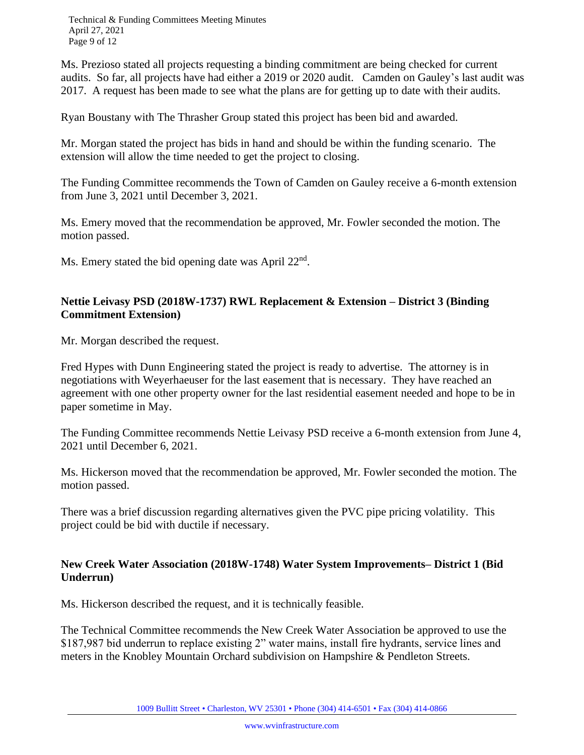Ms. Prezioso stated all projects requesting a binding commitment are being checked for current audits. So far, all projects have had either a 2019 or 2020 audit. Camden on Gauley's last audit was 2017. A request has been made to see what the plans are for getting up to date with their audits.

Ryan Boustany with The Thrasher Group stated this project has been bid and awarded.

Mr. Morgan stated the project has bids in hand and should be within the funding scenario. The extension will allow the time needed to get the project to closing.

The Funding Committee recommends the Town of Camden on Gauley receive a 6-month extension from June 3, 2021 until December 3, 2021.

Ms. Emery moved that the recommendation be approved, Mr. Fowler seconded the motion. The motion passed.

Ms. Emery stated the bid opening date was April 22nd.

**Nettie Leivasy PSD (2018W-1737) RWL Replacement & Extension – District 3 (Binding Commitment Extension)**

Mr. Morgan described the request.

Fred Hypes with Dunn Engineering stated the project is ready to advertise. The attorney is in negotiations with Weyerhaeuser for the last easement that is necessary. They have reached an agreement with one other property owner for the last residential easement needed and hope to be in paper sometime in May.

The Funding Committee recommends Nettie Leivasy PSD receive a 6-month extension from June 4, 2021 until December 6, 2021.

Ms. Hickerson moved that the recommendation be approved, Mr. Fowler seconded the motion. The motion passed.

There was a brief discussion regarding alternatives given the PVC pipe pricing volatility. This project could be bid with ductile if necessary.

**New Creek Water Association (2018W-1748) Water System Improvements– District 1 (Bid Underrun)**

Ms. Hickerson described the request, and it is technically feasible.

The Technical Committee recommends the New Creek Water Association be approved to use the $187,987 bid underrun to replace existing 2" water mains, install fire hydrants, service lines and meters in the Knobley Mountain Orchard subdivision on Hampshire & Pendleton Streets.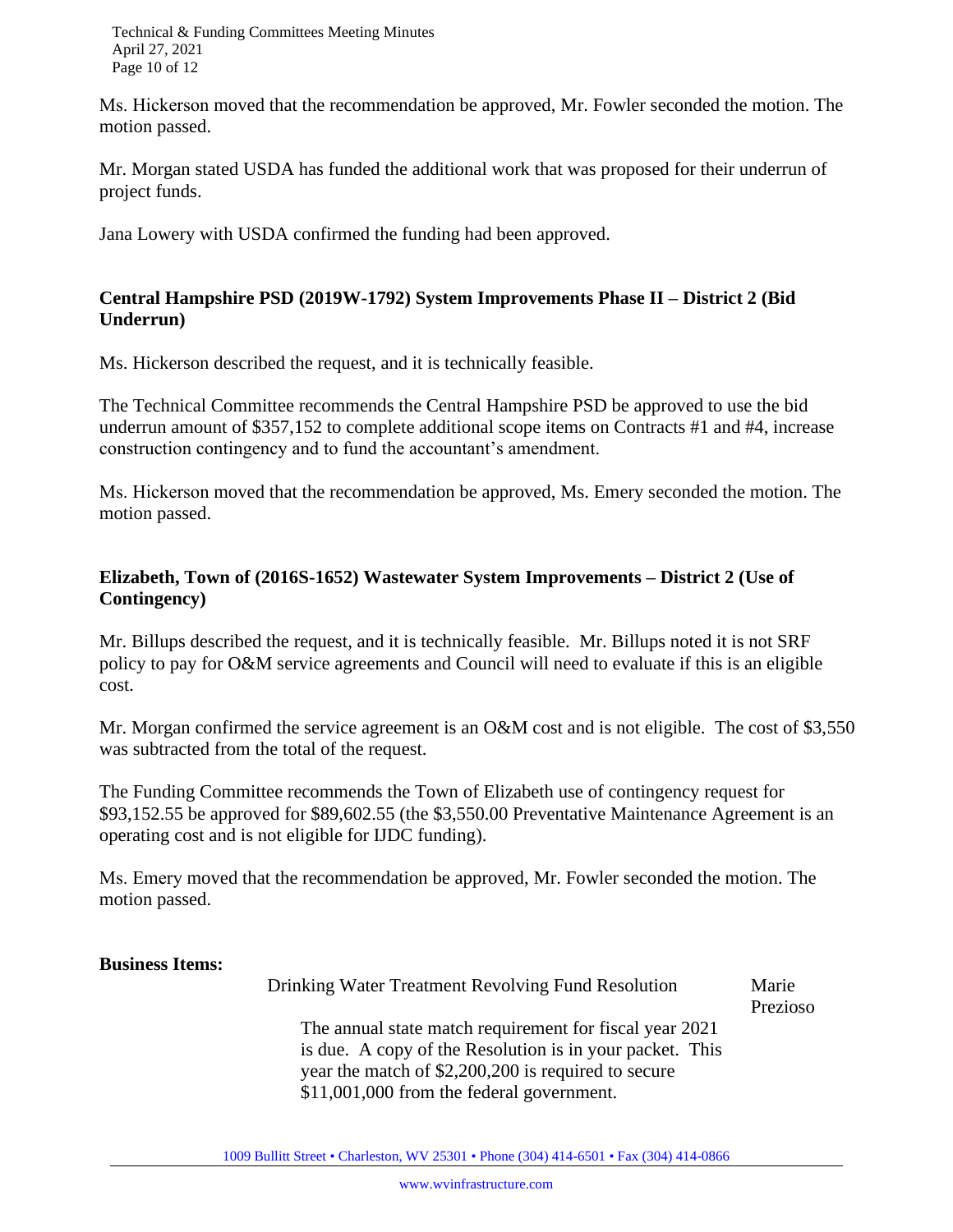Ms. Hickerson moved that the recommendation be approved, Mr. Fowler seconded the motion. The motion passed.

Mr. Morgan stated USDA has funded the additional work that was proposed for their underrun of project funds.

Jana Lowery with USDA confirmed the funding had been approved.

**Central Hampshire PSD (2019W-1792) System Improvements Phase II – District 2 (Bid Underrun)**

Ms. Hickerson described the request, and it is technically feasible.

The Technical Committee recommends the Central Hampshire PSD be approved to use the bid underrun amount of $357,152 to complete additional scope items on Contracts #1 and #4, increase construction contingency and to fund the accountant's amendment.

Ms. Hickerson moved that the recommendation be approved, Ms. Emery seconded the motion. The motion passed.

**Elizabeth, Town of (2016S-1652) Wastewater System Improvements – District 2 (Use of Contingency)**

Mr. Billups described the request, and it is technically feasible. Mr. Billups noted it is not SRF policy to pay for O&M service agreements and Council will need to evaluate if this is an eligible cost.

Mr. Morgan confirmed the service agreement is an O&M cost and is not eligible. The cost of $3,550 was subtracted from the total of the request.

The Funding Committee recommends the Town of Elizabeth use of contingency request for $93,152.55 be approved for $89,602.55 (the $3,550.00 Preventative Maintenance Agreement is an operating cost and is not eligible for IJDC funding).

Ms. Emery moved that the recommendation be approved, Mr. Fowler seconded the motion. The motion passed.

**Business Items:**

Drinking Water Treatment Revolving Fund Resolution — Marie Prezioso

The annual state match requirement for fiscal year 2021 is due. A copy of the Resolution is in your packet. This year the match of $2,200,200 is required to secure $11,001,000 from the federal government.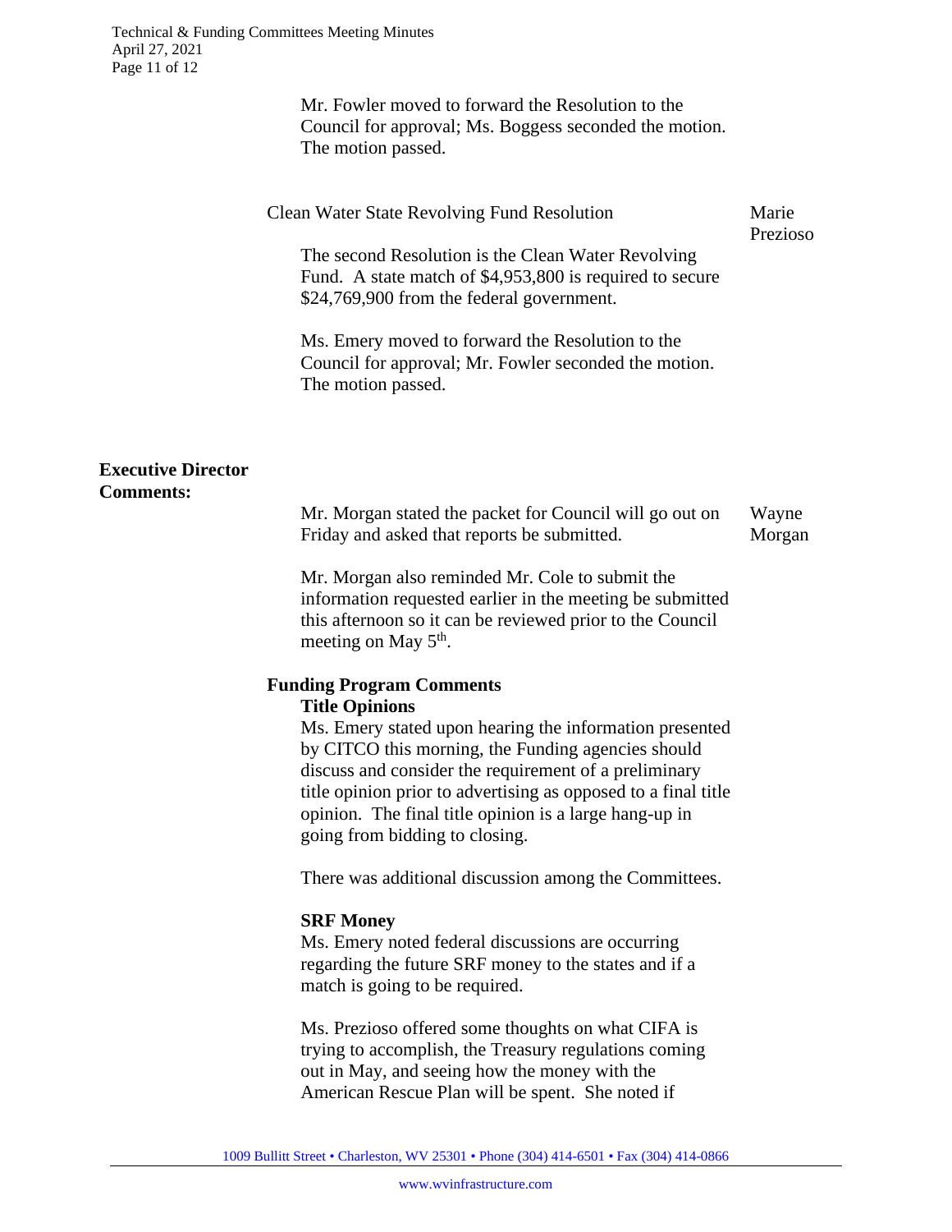Mr. Fowler moved to forward the Resolution to the Council for approval; Ms. Boggess seconded the motion. The motion passed.

Clean Water State Revolving Fund Resolution — Marie Prezioso

The second Resolution is the Clean Water Revolving Fund. A state match of $4,953,800 is required to secure $24,769,900 from the federal government.

Ms. Emery moved to forward the Resolution to the Council for approval; Mr. Fowler seconded the motion. The motion passed.

**Executive Director Comments:** — Wayne Morgan

Mr. Morgan stated the packet for Council will go out on Friday and asked that reports be submitted.

Mr. Morgan also reminded Mr. Cole to submit the information requested earlier in the meeting be submitted this afternoon so it can be reviewed prior to the Council meeting on May 5th.

**Funding Program Comments**

**Title Opinions**

Ms. Emery stated upon hearing the information presented by CITCO this morning, the Funding agencies should discuss and consider the requirement of a preliminary title opinion prior to advertising as opposed to a final title opinion. The final title opinion is a large hang-up in going from bidding to closing.

There was additional discussion among the Committees.

**SRF Money**

Ms. Emery noted federal discussions are occurring regarding the future SRF money to the states and if a match is going to be required.

Ms. Prezioso offered some thoughts on what CIFA is trying to accomplish, the Treasury regulations coming out in May, and seeing how the money with the American Rescue Plan will be spent. She noted if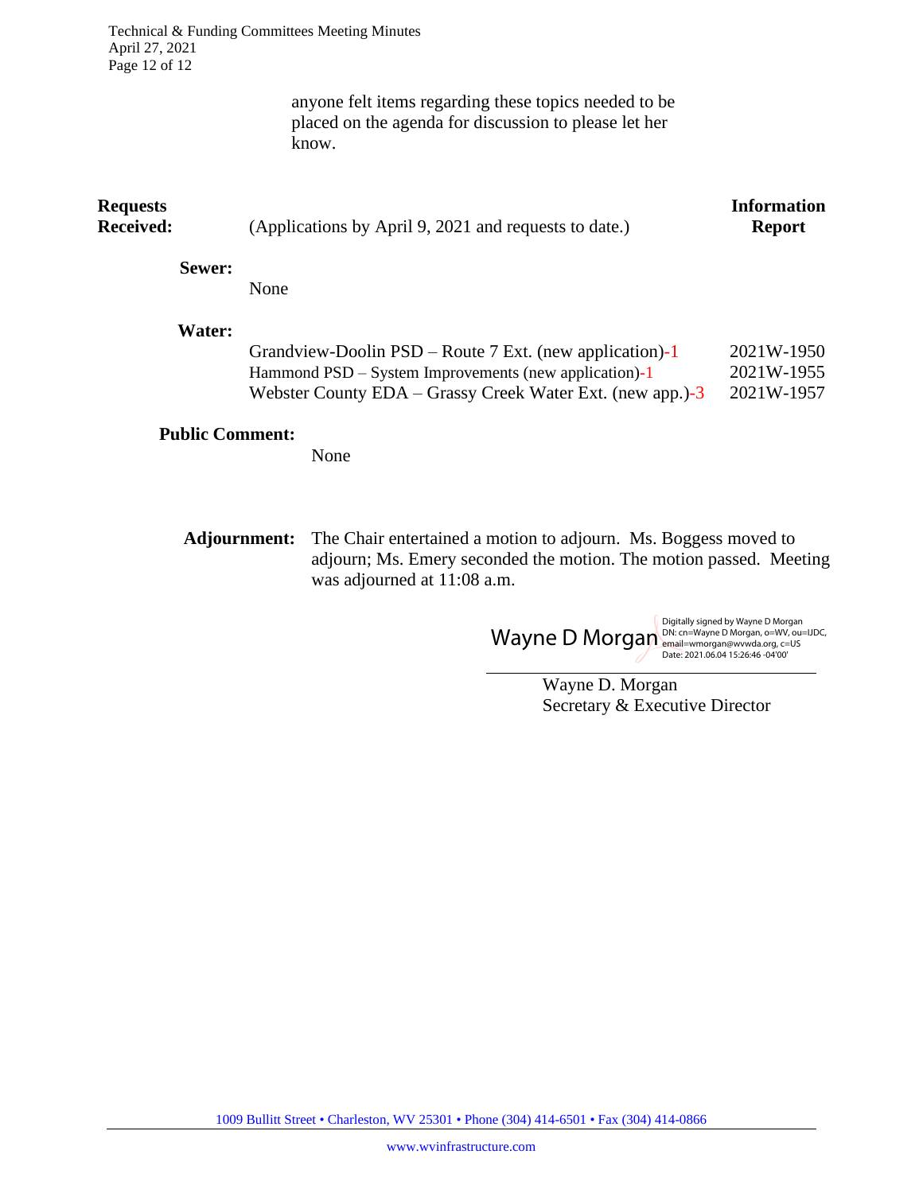anyone felt items regarding these topics needed to be placed on the agenda for discussion to please let her know.

**Requests Received:** (Applications by April 9, 2021 and requests to date.) **Information Report**

**Sewer:**

None

**Water:**

| | |
|---|---|
| Grandview-Doolin PSD – Route 7 Ext. (new application)-1 | 2021W-1950 |
| Hammond PSD – System Improvements (new application)-1 | 2021W-1955 |
| Webster County EDA – Grassy Creek Water Ext. (new app.)-3 | 2021W-1957 |

**Public Comment:**

None

**Adjournment:** The Chair entertained a motion to adjourn. Ms. Boggess moved to adjourn; Ms. Emery seconded the motion. The motion passed. Meeting was adjourned at 11:08 a.m.

Wayne D Morgan

Digitally signed by Wayne D Morgan
DN: cn=Wayne D Morgan, o=WV, ou=IJDC, email=wmorgan@wvwda.org, c=US
Date: 2021.06.04 15:26:46 -04'00'

Wayne D. Morgan
Secretary & Executive Director

1009 Bullitt Street • Charleston, WV 25301 • Phone (304) 414-6501 • Fax (304) 414-0866

www.wvinfrastructure.com